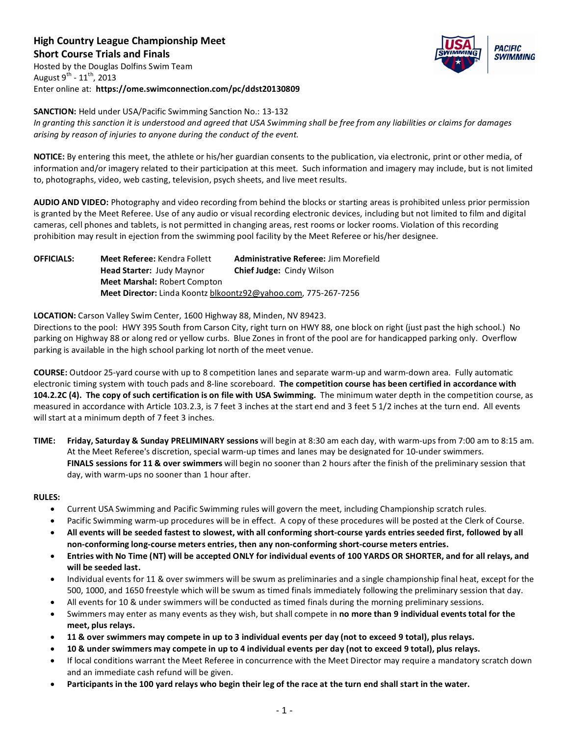# High Country League Championship Meet

## Short Course Trials and Finals

Hosted by the Douglas Dolfins Swim Team
August 9th - 11th, 2013
Enter online at: **https://ome.swimconnection.com/pc/ddst20130809**

**SANCTION:** Held under USA/Pacific Swimming Sanction No.: 13-132
*In granting this sanction it is understood and agreed that USA Swimming shall be free from any liabilities or claims for damages arising by reason of injuries to anyone during the conduct of the event.*

**NOTICE:** By entering this meet, the athlete or his/her guardian consents to the publication, via electronic, print or other media, of information and/or imagery related to their participation at this meet. Such information and imagery may include, but is not limited to, photographs, video, web casting, television, psych sheets, and live meet results.

**AUDIO AND VIDEO:** Photography and video recording from behind the blocks or starting areas is prohibited unless prior permission is granted by the Meet Referee. Use of any audio or visual recording electronic devices, including but not limited to film and digital cameras, cell phones and tablets, is not permitted in changing areas, rest rooms or locker rooms. Violation of this recording prohibition may result in ejection from the swimming pool facility by the Meet Referee or his/her designee.

**OFFICIALS:**
- **Meet Referee:** Kendra Follett
- **Administrative Referee:** Jim Morefield
- **Head Starter:** Judy Maynor
- **Chief Judge:** Cindy Wilson
- **Meet Marshal:** Robert Compton
- **Meet Director:** Linda Koontz blkoontz92@yahoo.com, 775-267-7256

**LOCATION:** Carson Valley Swim Center, 1600 Highway 88, Minden, NV 89423.
Directions to the pool: HWY 395 South from Carson City, right turn on HWY 88, one block on right (just past the high school.) No parking on Highway 88 or along red or yellow curbs. Blue Zones in front of the pool are for handicapped parking only. Overflow parking is available in the high school parking lot north of the meet venue.

**COURSE:** Outdoor 25-yard course with up to 8 competition lanes and separate warm-up and warm-down area. Fully automatic electronic timing system with touch pads and 8-line scoreboard. **The competition course has been certified in accordance with 104.2.2C (4). The copy of such certification is on file with USA Swimming.** The minimum water depth in the competition course, as measured in accordance with Article 103.2.3, is 7 feet 3 inches at the start end and 3 feet 5 1/2 inches at the turn end. All events will start at a minimum depth of 7 feet 3 inches.

**TIME:** **Friday, Saturday & Sunday PRELIMINARY sessions** will begin at 8:30 am each day, with warm-ups from 7:00 am to 8:15 am. At the Meet Referee's discretion, special warm-up times and lanes may be designated for 10-under swimmers.
**FINALS sessions for 11 & over swimmers** will begin no sooner than 2 hours after the finish of the preliminary session that day, with warm-ups no sooner than 1 hour after.

**RULES:**

- Current USA Swimming and Pacific Swimming rules will govern the meet, including Championship scratch rules.
- Pacific Swimming warm-up procedures will be in effect. A copy of these procedures will be posted at the Clerk of Course.
- **All events will be seeded fastest to slowest, with all conforming short-course yards entries seeded first, followed by all non-conforming long-course meters entries, then any non-conforming short-course meters entries.**
- **Entries with No Time (NT) will be accepted ONLY for individual events of 100 YARDS OR SHORTER, and for all relays, and will be seeded last.**
- Individual events for 11 & over swimmers will be swum as preliminaries and a single championship final heat, except for the 500, 1000, and 1650 freestyle which will be swum as timed finals immediately following the preliminary session that day.
- All events for 10 & under swimmers will be conducted as timed finals during the morning preliminary sessions.
- Swimmers may enter as many events as they wish, but shall compete in **no more than 9 individual events total for the meet, plus relays.**
- **11 & over swimmers may compete in up to 3 individual events per day (not to exceed 9 total), plus relays.**
- **10 & under swimmers may compete in up to 4 individual events per day (not to exceed 9 total), plus relays.**
- If local conditions warrant the Meet Referee in concurrence with the Meet Director may require a mandatory scratch down and an immediate cash refund will be given.
- **Participants in the 100 yard relays who begin their leg of the race at the turn end shall start in the water.**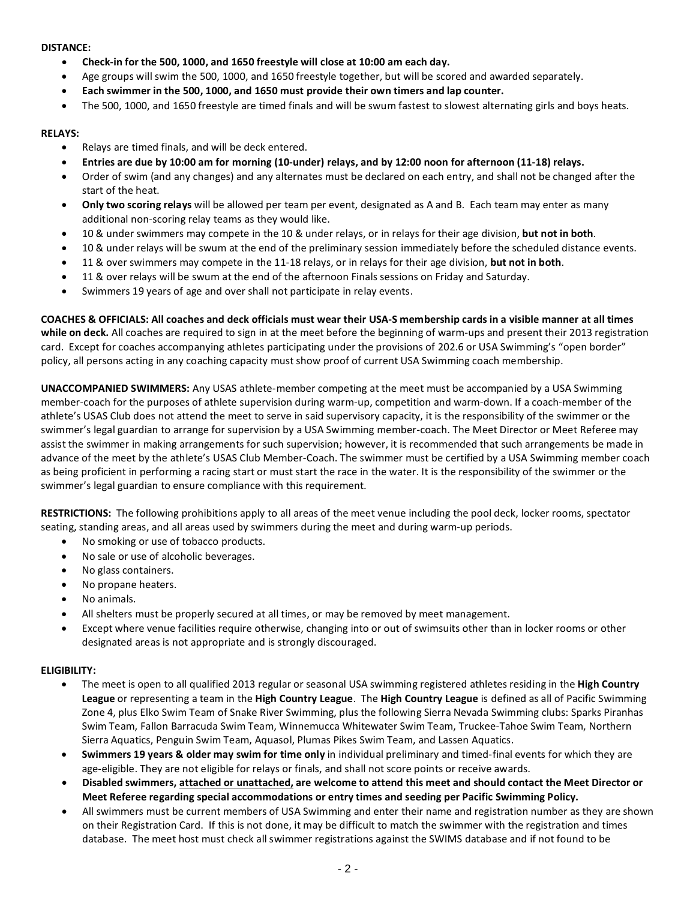**DISTANCE:**

- **Check-in for the 500, 1000, and 1650 freestyle will close at 10:00 am each day.**
- Age groups will swim the 500, 1000, and 1650 freestyle together, but will be scored and awarded separately.
- **Each swimmer in the 500, 1000, and 1650 must provide their own timers and lap counter.**
- The 500, 1000, and 1650 freestyle are timed finals and will be swum fastest to slowest alternating girls and boys heats.

**RELAYS:**

- Relays are timed finals, and will be deck entered.
- **Entries are due by 10:00 am for morning (10-under) relays, and by 12:00 noon for afternoon (11-18) relays.**
- Order of swim (and any changes) and any alternates must be declared on each entry, and shall not be changed after the start of the heat.
- **Only two scoring relays** will be allowed per team per event, designated as A and B. Each team may enter as many additional non-scoring relay teams as they would like.
- 10 & under swimmers may compete in the 10 & under relays, or in relays for their age division, **but not in both**.
- 10 & under relays will be swum at the end of the preliminary session immediately before the scheduled distance events.
- 11 & over swimmers may compete in the 11-18 relays, or in relays for their age division, **but not in both**.
- 11 & over relays will be swum at the end of the afternoon Finals sessions on Friday and Saturday.
- Swimmers 19 years of age and over shall not participate in relay events.

**COACHES & OFFICIALS: All coaches and deck officials must wear their USA-S membership cards in a visible manner at all times while on deck.** All coaches are required to sign in at the meet before the beginning of warm-ups and present their 2013 registration card. Except for coaches accompanying athletes participating under the provisions of 202.6 or USA Swimming's "open border" policy, all persons acting in any coaching capacity must show proof of current USA Swimming coach membership.

**UNACCOMPANIED SWIMMERS:** Any USAS athlete-member competing at the meet must be accompanied by a USA Swimming member-coach for the purposes of athlete supervision during warm-up, competition and warm-down. If a coach-member of the athlete's USAS Club does not attend the meet to serve in said supervisory capacity, it is the responsibility of the swimmer or the swimmer's legal guardian to arrange for supervision by a USA Swimming member-coach. The Meet Director or Meet Referee may assist the swimmer in making arrangements for such supervision; however, it is recommended that such arrangements be made in advance of the meet by the athlete's USAS Club Member-Coach. The swimmer must be certified by a USA Swimming member coach as being proficient in performing a racing start or must start the race in the water. It is the responsibility of the swimmer or the swimmer's legal guardian to ensure compliance with this requirement.

**RESTRICTIONS:** The following prohibitions apply to all areas of the meet venue including the pool deck, locker rooms, spectator seating, standing areas, and all areas used by swimmers during the meet and during warm-up periods.

- No smoking or use of tobacco products.
- No sale or use of alcoholic beverages.
- No glass containers.
- No propane heaters.
- No animals.
- All shelters must be properly secured at all times, or may be removed by meet management.
- Except where venue facilities require otherwise, changing into or out of swimsuits other than in locker rooms or other designated areas is not appropriate and is strongly discouraged.

**ELIGIBILITY:**

- The meet is open to all qualified 2013 regular or seasonal USA swimming registered athletes residing in the **High Country League** or representing a team in the **High Country League**. The **High Country League** is defined as all of Pacific Swimming Zone 4, plus Elko Swim Team of Snake River Swimming, plus the following Sierra Nevada Swimming clubs: Sparks Piranhas Swim Team, Fallon Barracuda Swim Team, Winnemucca Whitewater Swim Team, Truckee-Tahoe Swim Team, Northern Sierra Aquatics, Penguin Swim Team, Aquasol, Plumas Pikes Swim Team, and Lassen Aquatics.
- **Swimmers 19 years & older may swim for time only** in individual preliminary and timed-final events for which they are age-eligible. They are not eligible for relays or finals, and shall not score points or receive awards.
- **Disabled swimmers, attached or unattached, are welcome to attend this meet and should contact the Meet Director or Meet Referee regarding special accommodations or entry times and seeding per Pacific Swimming Policy.**
- All swimmers must be current members of USA Swimming and enter their name and registration number as they are shown on their Registration Card. If this is not done, it may be difficult to match the swimmer with the registration and times database. The meet host must check all swimmer registrations against the SWIMS database and if not found to be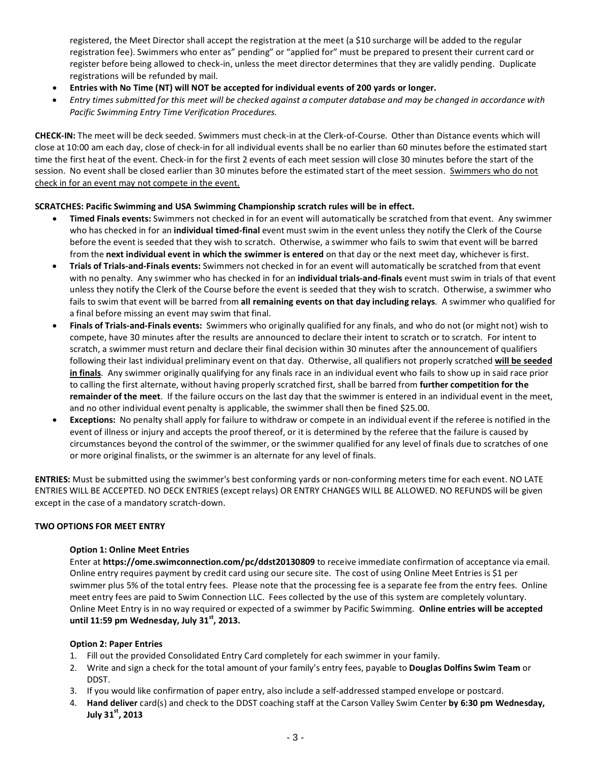registered, the Meet Director shall accept the registration at the meet (a $10 surcharge will be added to the regular registration fee). Swimmers who enter as" pending" or "applied for" must be prepared to present their current card or register before being allowed to check-in, unless the meet director determines that they are validly pending. Duplicate registrations will be refunded by mail.

- **Entries with No Time (NT) will NOT be accepted for individual events of 200 yards or longer.**
- *Entry times submitted for this meet will be checked against a computer database and may be changed in accordance with Pacific Swimming Entry Time Verification Procedures.*

**CHECK-IN:** The meet will be deck seeded. Swimmers must check-in at the Clerk-of-Course. Other than Distance events which will close at 10:00 am each day, close of check-in for all individual events shall be no earlier than 60 minutes before the estimated start time the first heat of the event. Check-in for the first 2 events of each meet session will close 30 minutes before the start of the session. No event shall be closed earlier than 30 minutes before the estimated start of the meet session. Swimmers who do not check in for an event may not compete in the event.

**SCRATCHES: Pacific Swimming and USA Swimming Championship scratch rules will be in effect.**

- **Timed Finals events:** Swimmers not checked in for an event will automatically be scratched from that event. Any swimmer who has checked in for an **individual timed-final** event must swim in the event unless they notify the Clerk of the Course before the event is seeded that they wish to scratch. Otherwise, a swimmer who fails to swim that event will be barred from the **next individual event in which the swimmer is entered** on that day or the next meet day, whichever is first.
- **Trials of Trials-and-Finals events:** Swimmers not checked in for an event will automatically be scratched from that event with no penalty. Any swimmer who has checked in for an **individual trials-and-finals** event must swim in trials of that event unless they notify the Clerk of the Course before the event is seeded that they wish to scratch. Otherwise, a swimmer who fails to swim that event will be barred from **all remaining events on that day including relays**. A swimmer who qualified for a final before missing an event may swim that final.
- **Finals of Trials-and-Finals events:** Swimmers who originally qualified for any finals, and who do not (or might not) wish to compete, have 30 minutes after the results are announced to declare their intent to scratch or to scratch. For intent to scratch, a swimmer must return and declare their final decision within 30 minutes after the announcement of qualifiers following their last individual preliminary event on that day. Otherwise, all qualifiers not properly scratched **will be seeded in finals**. Any swimmer originally qualifying for any finals race in an individual event who fails to show up in said race prior to calling the first alternate, without having properly scratched first, shall be barred from **further competition for the remainder of the meet**. If the failure occurs on the last day that the swimmer is entered in an individual event in the meet, and no other individual event penalty is applicable, the swimmer shall then be fined $25.00.
- **Exceptions:** No penalty shall apply for failure to withdraw or compete in an individual event if the referee is notified in the event of illness or injury and accepts the proof thereof, or it is determined by the referee that the failure is caused by circumstances beyond the control of the swimmer, or the swimmer qualified for any level of finals due to scratches of one or more original finalists, or the swimmer is an alternate for any level of finals.

**ENTRIES:** Must be submitted using the swimmer's best conforming yards or non-conforming meters time for each event. NO LATE ENTRIES WILL BE ACCEPTED. NO DECK ENTRIES (except relays) OR ENTRY CHANGES WILL BE ALLOWED. NO REFUNDS will be given except in the case of a mandatory scratch-down.

**TWO OPTIONS FOR MEET ENTRY**

**Option 1: Online Meet Entries**

Enter at **https://ome.swimconnection.com/pc/ddst20130809** to receive immediate confirmation of acceptance via email. Online entry requires payment by credit card using our secure site. The cost of using Online Meet Entries is $1 per swimmer plus 5% of the total entry fees. Please note that the processing fee is a separate fee from the entry fees. Online meet entry fees are paid to Swim Connection LLC. Fees collected by the use of this system are completely voluntary. Online Meet Entry is in no way required or expected of a swimmer by Pacific Swimming. **Online entries will be accepted until 11:59 pm Wednesday, July 31st, 2013.**

**Option 2: Paper Entries**

1. Fill out the provided Consolidated Entry Card completely for each swimmer in your family.
2. Write and sign a check for the total amount of your family's entry fees, payable to **Douglas Dolfins Swim Team** or DDST.
3. If you would like confirmation of paper entry, also include a self-addressed stamped envelope or postcard.
4. **Hand deliver** card(s) and check to the DDST coaching staff at the Carson Valley Swim Center **by 6:30 pm Wednesday, July 31st, 2013**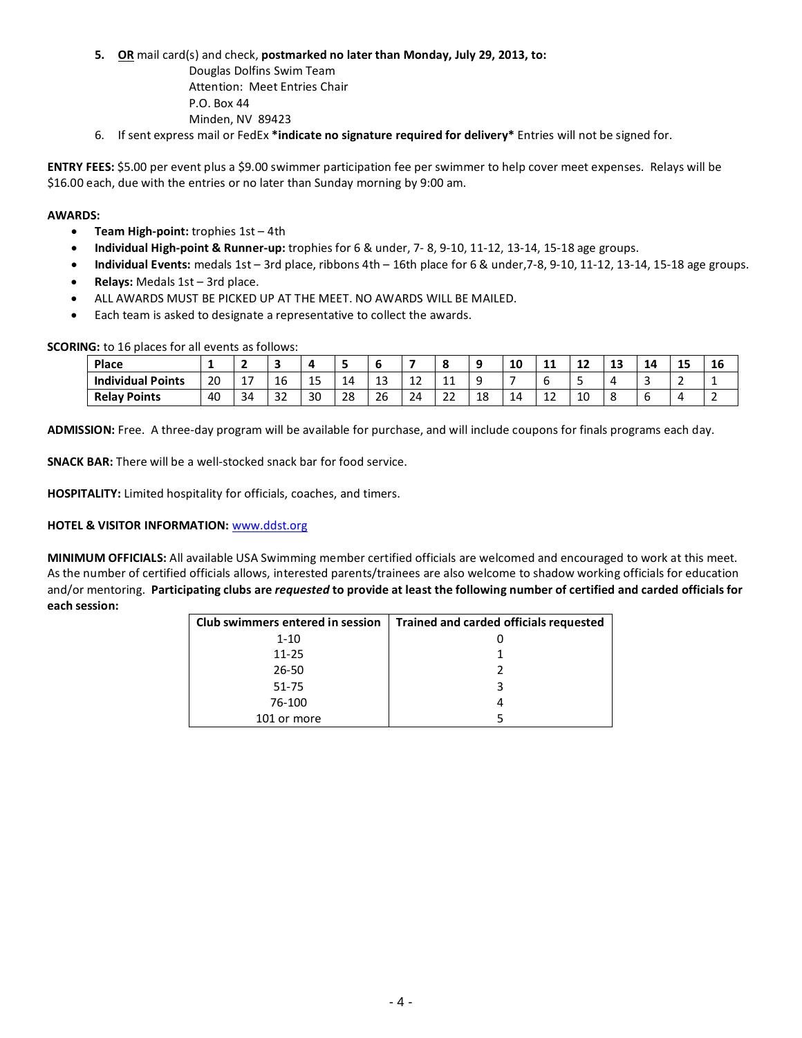5. **OR** mail card(s) and check, **postmarked no later than Monday, July 29, 2013, to:**
   Douglas Dolfins Swim Team
   Attention: Meet Entries Chair
   P.O. Box 44
   Minden, NV 89423
6. If sent express mail or FedEx ***indicate no signature required for delivery*** Entries will not be signed for.

**ENTRY FEES:** $5.00 per event plus a $9.00 swimmer participation fee per swimmer to help cover meet expenses. Relays will be $16.00 each, due with the entries or no later than Sunday morning by 9:00 am.

**AWARDS:**

- **Team High-point:** trophies 1st – 4th
- **Individual High-point & Runner-up:** trophies for 6 & under, 7- 8, 9-10, 11-12, 13-14, 15-18 age groups.
- **Individual Events:** medals 1st – 3rd place, ribbons 4th – 16th place for 6 & under,7-8, 9-10, 11-12, 13-14, 15-18 age groups.
- **Relays:** Medals 1st – 3rd place.
- ALL AWARDS MUST BE PICKED UP AT THE MEET. NO AWARDS WILL BE MAILED.
- Each team is asked to designate a representative to collect the awards.

**SCORING:** to 16 places for all events as follows:

| **Place** | **1** | **2** | **3** | **4** | **5** | **6** | **7** | **8** | **9** | **10** | **11** | **12** | **13** | **14** | **15** | **16** |
|---|---|---|---|---|---|---|---|---|---|---|---|---|---|---|---|---|
| **Individual Points** | 20 | 17 | 16 | 15 | 14 | 13 | 12 | 11 | 9 | 7 | 6 | 5 | 4 | 3 | 2 | 1 |
| **Relay Points** | 40 | 34 | 32 | 30 | 28 | 26 | 24 | 22 | 18 | 14 | 12 | 10 | 8 | 6 | 4 | 2 |

**ADMISSION:** Free. A three-day program will be available for purchase, and will include coupons for finals programs each day.

**SNACK BAR:** There will be a well-stocked snack bar for food service.

**HOSPITALITY:** Limited hospitality for officials, coaches, and timers.

**HOTEL & VISITOR INFORMATION:** www.ddst.org

**MINIMUM OFFICIALS:** All available USA Swimming member certified officials are welcomed and encouraged to work at this meet. As the number of certified officials allows, interested parents/trainees are also welcome to shadow working officials for education and/or mentoring. **Participating clubs are *requested* to provide at least the following number of certified and carded officials for each session:**

| Club swimmers entered in session | Trained and carded officials requested |
|---|---|
| 1-10 | 0 |
| 11-25 | 1 |
| 26-50 | 2 |
| 51-75 | 3 |
| 76-100 | 4 |
| 101 or more | 5 |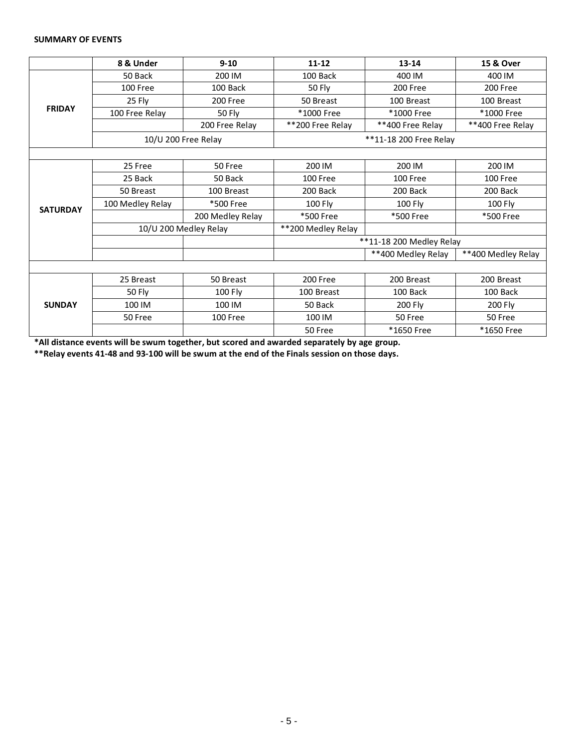**SUMMARY OF EVENTS**

| | 8 & Under | 9-10 | 11-12 | 13-14 | 15 & Over |
|---|---|---|---|---|---|
| **FRIDAY** | 50 Back | 200 IM | 100 Back | 400 IM | 400 IM |
| | 100 Free | 100 Back | 50 Fly | 200 Free | 200 Free |
| | 25 Fly | 200 Free | 50 Breast | 100 Breast | 100 Breast |
| | 100 Free Relay | 50 Fly | *1000 Free | *1000 Free | *1000 Free |
| | | 200 Free Relay | **200 Free Relay | **400 Free Relay | **400 Free Relay |
| | 10/U 200 Free Relay | | **11-18 200 Free Relay | | |
| | | | | | |
| **SATURDAY** | 25 Free | 50 Free | 200 IM | 200 IM | 200 IM |
| | 25 Back | 50 Back | 100 Free | 100 Free | 100 Free |
| | 50 Breast | 100 Breast | 200 Back | 200 Back | 200 Back |
| | 100 Medley Relay | *500 Free | 100 Fly | 100 Fly | 100 Fly |
| | | 200 Medley Relay | *500 Free | *500 Free | *500 Free |
| | 10/U 200 Medley Relay | | **200 Medley Relay | | |
| | | | **11-18 200 Medley Relay | | |
| | | | | **400 Medley Relay | **400 Medley Relay |
| | | | | | |
| **SUNDAY** | 25 Breast | 50 Breast | 200 Free | 200 Breast | 200 Breast |
| | 50 Fly | 100 Fly | 100 Breast | 100 Back | 100 Back |
| | 100 IM | 100 IM | 50 Back | 200 Fly | 200 Fly |
| | 50 Free | 100 Free | 100 IM | 50 Free | 50 Free |
| | | | 50 Free | *1650 Free | *1650 Free |

***All distance events will be swum together, but scored and awarded separately by age group.**

****Relay events 41-48 and 93-100 will be swum at the end of the Finals session on those days.**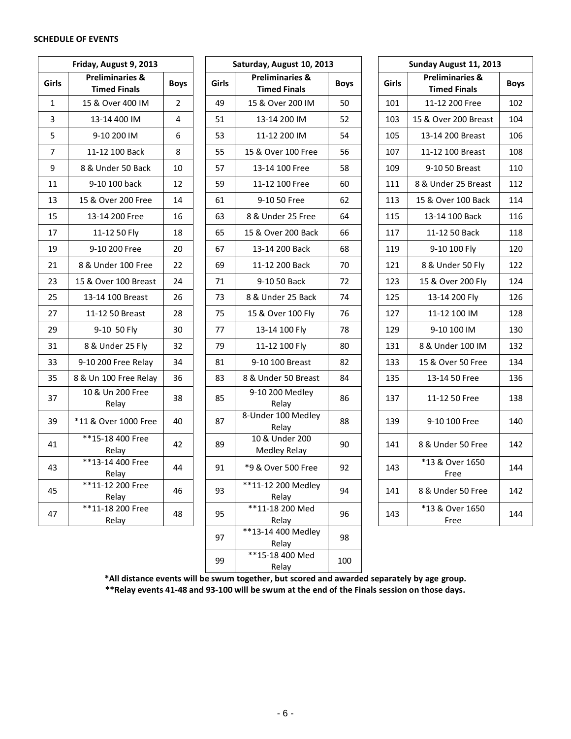**SCHEDULE OF EVENTS**

| Friday, August 9, 2013 | | |
|---|---|---|
| **Girls** | **Preliminaries & Timed Finals** | **Boys** |
| 1 | 15 & Over 400 IM | 2 |
| 3 | 13-14 400 IM | 4 |
| 5 | 9-10 200 IM | 6 |
| 7 | 11-12 100 Back | 8 |
| 9 | 8 & Under 50 Back | 10 |
| 11 | 9-10 100 back | 12 |
| 13 | 15 & Over 200 Free | 14 |
| 15 | 13-14 200 Free | 16 |
| 17 | 11-12 50 Fly | 18 |
| 19 | 9-10 200 Free | 20 |
| 21 | 8 & Under 100 Free | 22 |
| 23 | 15 & Over 100 Breast | 24 |
| 25 | 13-14 100 Breast | 26 |
| 27 | 11-12 50 Breast | 28 |
| 29 | 9-10 50 Fly | 30 |
| 31 | 8 & Under 25 Fly | 32 |
| 33 | 9-10 200 Free Relay | 34 |
| 35 | 8 & Un 100 Free Relay | 36 |
| 37 | 10 & Un 200 Free Relay | 38 |
| 39 | *11 & Over 1000 Free | 40 |
| 41 | **15-18 400 Free Relay | 42 |
| 43 | **13-14 400 Free Relay | 44 |
| 45 | **11-12 200 Free Relay | 46 |
| 47 | **11-18 200 Free Relay | 48 |

| Saturday, August 10, 2013 | | |
|---|---|---|
| **Girls** | **Preliminaries & Timed Finals** | **Boys** |
| 49 | 15 & Over 200 IM | 50 |
| 51 | 13-14 200 IM | 52 |
| 53 | 11-12 200 IM | 54 |
| 55 | 15 & Over 100 Free | 56 |
| 57 | 13-14 100 Free | 58 |
| 59 | 11-12 100 Free | 60 |
| 61 | 9-10 50 Free | 62 |
| 63 | 8 & Under 25 Free | 64 |
| 65 | 15 & Over 200 Back | 66 |
| 67 | 13-14 200 Back | 68 |
| 69 | 11-12 200 Back | 70 |
| 71 | 9-10 50 Back | 72 |
| 73 | 8 & Under 25 Back | 74 |
| 75 | 15 & Over 100 Fly | 76 |
| 77 | 13-14 100 Fly | 78 |
| 79 | 11-12 100 Fly | 80 |
| 81 | 9-10 100 Breast | 82 |
| 83 | 8 & Under 50 Breast | 84 |
| 85 | 9-10 200 Medley Relay | 86 |
| 87 | 8-Under 100 Medley Relay | 88 |
| 89 | 10 & Under 200 Medley Relay | 90 |
| 91 | *9 & Over 500 Free | 92 |
| 93 | **11-12 200 Medley Relay | 94 |
| 95 | **11-18 200 Med Relay | 96 |
| 97 | **13-14 400 Medley Relay | 98 |
| 99 | **15-18 400 Med Relay | 100 |

| Sunday August 11, 2013 | | |
|---|---|---|
| **Girls** | **Preliminaries & Timed Finals** | **Boys** |
| 101 | 11-12 200 Free | 102 |
| 103 | 15 & Over 200 Breast | 104 |
| 105 | 13-14 200 Breast | 106 |
| 107 | 11-12 100 Breast | 108 |
| 109 | 9-10 50 Breast | 110 |
| 111 | 8 & Under 25 Breast | 112 |
| 113 | 15 & Over 100 Back | 114 |
| 115 | 13-14 100 Back | 116 |
| 117 | 11-12 50 Back | 118 |
| 119 | 9-10 100 Fly | 120 |
| 121 | 8 & Under 50 Fly | 122 |
| 123 | 15 & Over 200 Fly | 124 |
| 125 | 13-14 200 Fly | 126 |
| 127 | 11-12 100 IM | 128 |
| 129 | 9-10 100 IM | 130 |
| 131 | 8 & Under 100 IM | 132 |
| 133 | 15 & Over 50 Free | 134 |
| 135 | 13-14 50 Free | 136 |
| 137 | 11-12 50 Free | 138 |
| 139 | 9-10 100 Free | 140 |
| 141 | 8 & Under 50 Free | 142 |
| 143 | *13 & Over 1650 Free | 144 |
| 141 | 8 & Under 50 Free | 142 |
| 143 | *13 & Over 1650 Free | 144 |

**\*All distance events will be swum together, but scored and awarded separately by age group.**

**\*\*Relay events 41-48 and 93-100 will be swum at the end of the Finals session on those days.**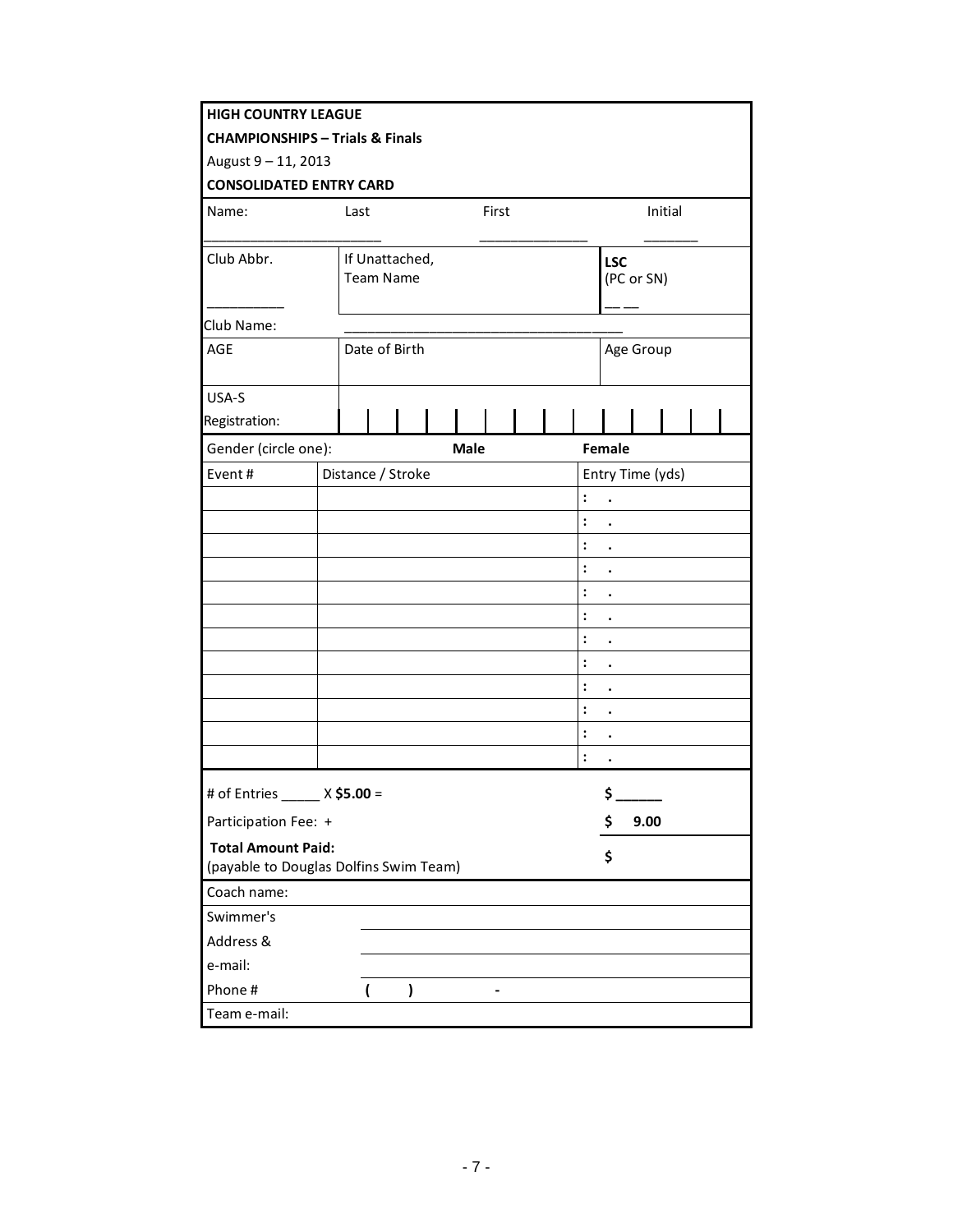**HIGH COUNTRY LEAGUE**

**CHAMPIONSHIPS – Trials & Finals**

August 9 – 11, 2013

**CONSOLIDATED ENTRY CARD**

| Name: | Last | First | Initial |
|---|---|---|---|
| ______________________ | | ______________ | _______ |

| Club Abbr. | If Unattached, Team Name | **LSC** (PC or SN) |
|---|---|---|
| __________ | | __ __ |

Club Name: ___________________________________

| AGE | Date of Birth | Age Group |
|---|---|---|
| | | |

USA-S Registration: | | | | | | | | | | | | | | |

Gender (circle one): **Male** **Female**

| Event # | Distance / Stroke | Entry Time (yds) |
|---|---|---|
| | | : . |
| | | : . |
| | | : . |
| | | : . |
| | | : . |
| | | : . |
| | | : . |
| | | : . |
| | | : . |
| | | : . |
| | | : . |
| | | : . |

| | |
|---|---|
| # of Entries _____ X **$5.00** = | $ ______ |
| Participation Fee: + | $ 9.00 |
| **Total Amount Paid:** (payable to Douglas Dolfins Swim Team) | $ |

Coach name:

Swimmer's Address & e-mail:

Phone # ( ) -

Team e-mail: